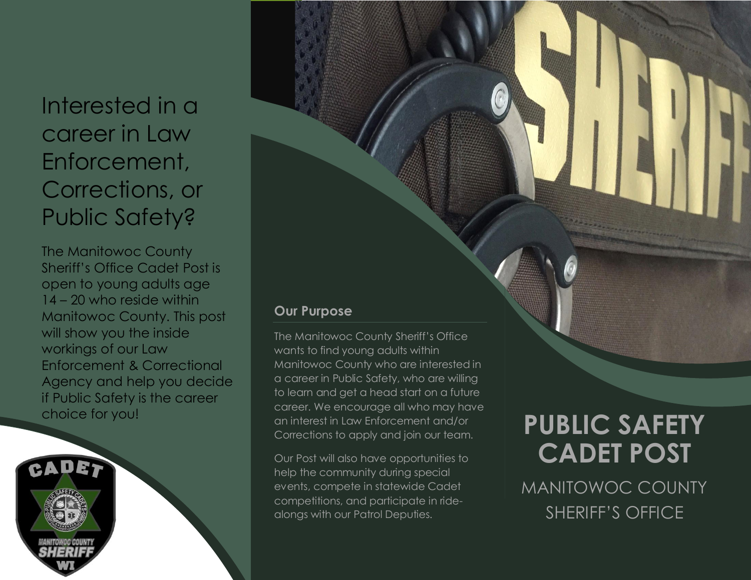# PUBLIC SAFETY CADET POST

## MANITOWOC COUNTY SHERIFF'S OFFICE

## Interested in a career in Law Enforcement, Corrections, or Public Safety?

The Manitowoc County Sheriff's Office Cadet Post is open to young adults age 14 – 20 who reside within Manitowoc County. This post will show you the inside workings of our Law Enforcement & Correctional Agency and help you decide if Public Safety is the career choice for you!

### Our Purpose

The Manitowoc County Sheriff's Office wants to find young adults within Manitowoc County who are interested in a career in Public Safety, who are willing to learn and get a head start on a future career. We encourage all who may have an interest in Law Enforcement and/or Corrections to apply and join our team.

Our Post will also have opportunities to help the community during special events, compete in statewide Cadet competitions, and participate in ride-alongs with our Patrol Deputies.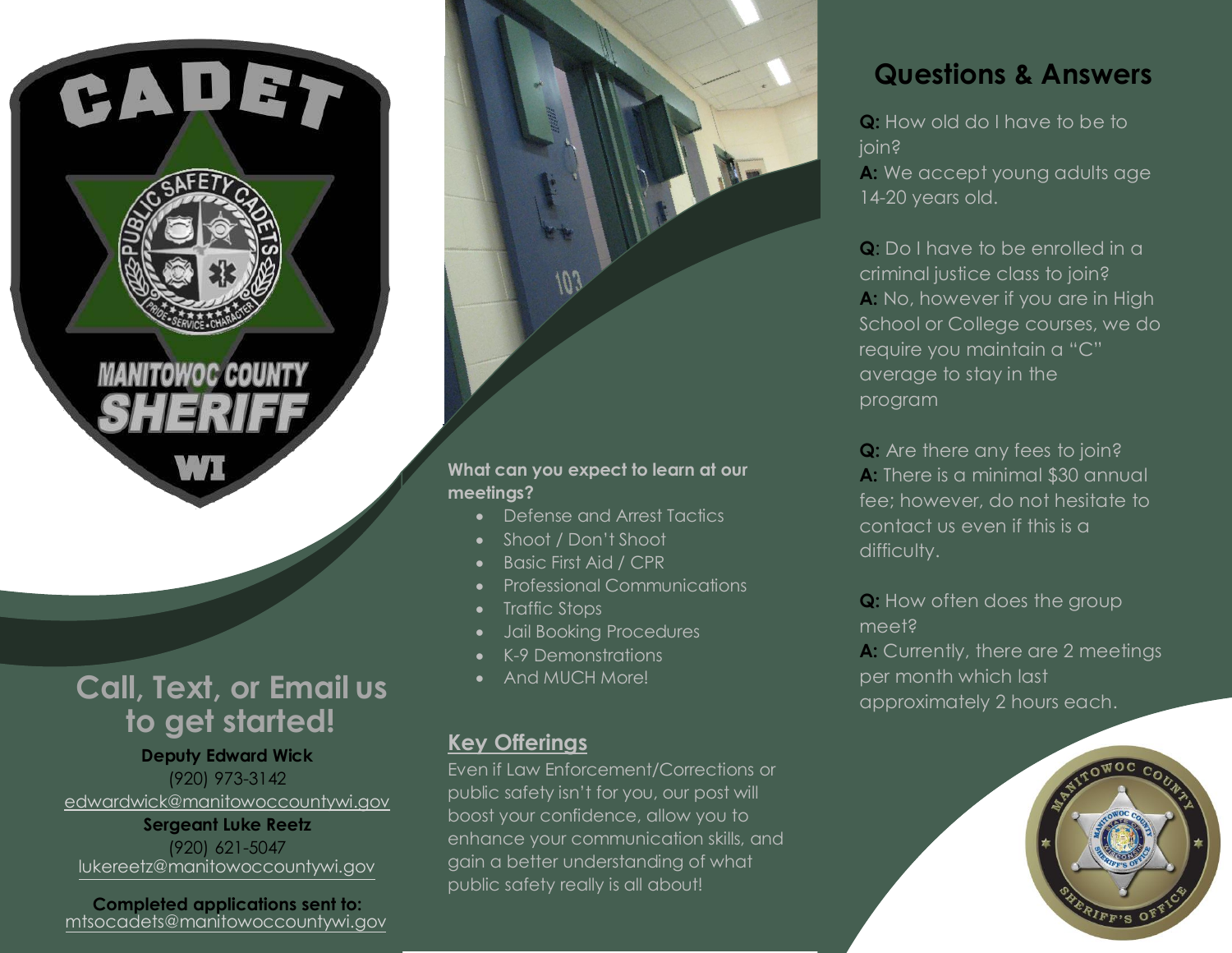## Call, Text, or Email us to get started!

**Deputy Edward Wick**
(920) 973-3142
edwardwick@manitowoccountywi.gov

**Sergeant Luke Reetz**
(920) 621-5047
lukereetz@manitowoccountywi.gov

**Completed applications sent to:**
mtsocadets@manitowoccountywi.gov

**What can you expect to learn at our meetings?**

- Defense and Arrest Tactics
- Shoot / Don't Shoot
- Basic First Aid / CPR
- Professional Communications
- Traffic Stops
- Jail Booking Procedures
- K-9 Demonstrations
- And MUCH More!

## Key Offerings

Even if Law Enforcement/Corrections or public safety isn't for you, our post will boost your confidence, allow you to enhance your communication skills, and gain a better understanding of what public safety really is all about!

## Questions & Answers

**Q:** How old do I have to be to join?
**A:** We accept young adults age 14-20 years old.

**Q**: Do I have to be enrolled in a criminal justice class to join?
**A:** No, however if you are in High School or College courses, we do require you maintain a "C" average to stay in the program

**Q:** Are there any fees to join?
**A:** There is a minimal $30 annual fee; however, do not hesitate to contact us even if this is a difficulty.

**Q:** How often does the group meet?
**A:** Currently, there are 2 meetings per month which last approximately 2 hours each.